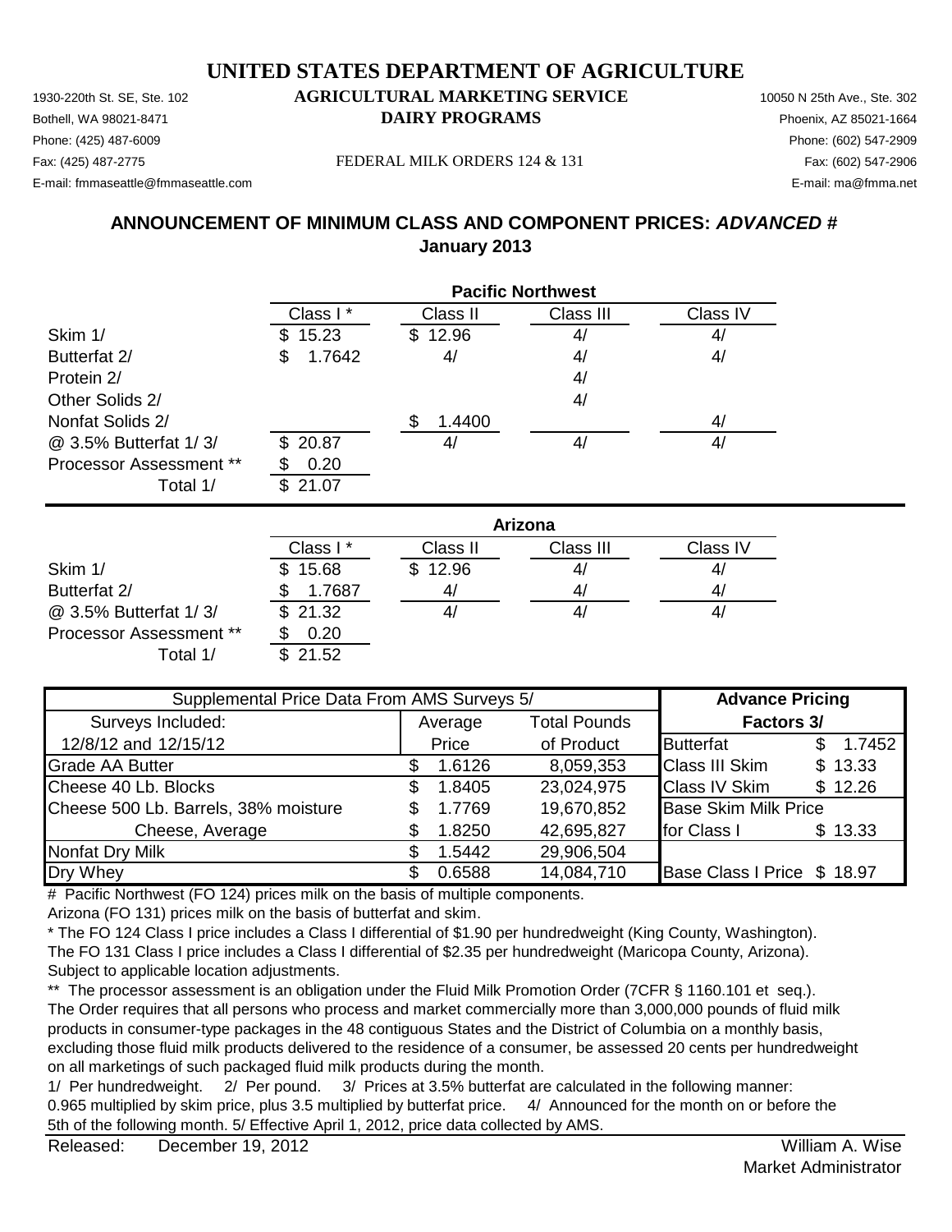# UNITED STATES DEPARTMENT OF AGRICULTURE

## AGRICULTURAL MARKETING SERVICE
## DAIRY PROGRAMS

1930-220th St. SE, Ste. 102
Bothell, WA 98021-8471
Phone: (425) 487-6009
Fax: (425) 487-2775
E-mail: fmmaseattle@fmmaseattle.com

FEDERAL MILK ORDERS 124 & 131

10050 N 25th Ave., Ste. 302
Phoenix, AZ 85021-1664
Phone: (602) 547-2909
Fax: (602) 547-2906
E-mail: ma@fmma.net

## ANNOUNCEMENT OF MINIMUM CLASS AND COMPONENT PRICES: *ADVANCED #*
## January 2013

**Pacific Northwest**

| | Class I * | Class II | Class III | Class IV |
|---|---|---|---|---|
| Skim 1/ | $ 15.23 | $ 12.96 | 4/ | 4/ |
| Butterfat 2/ | $ 1.7642 | 4/ | 4/ | 4/ |
| Protein 2/ | | | 4/ | |
| Other Solids 2/ | | | 4/ | |
| Nonfat Solids 2/ | | $ 1.4400 | | 4/ |
| @ 3.5% Butterfat 1/ 3/ | $ 20.87 | 4/ | 4/ | 4/ |
| Processor Assessment ** | $ 0.20 | | | |
| Total 1/ | $ 21.07 | | | |

**Arizona**

| | Class I * | Class II | Class III | Class IV |
|---|---|---|---|---|
| Skim 1/ | $ 15.68 | $ 12.96 | 4/ | 4/ |
| Butterfat 2/ | $ 1.7687 | 4/ | 4/ | 4/ |
| @ 3.5% Butterfat 1/ 3/ | $ 21.32 | 4/ | 4/ | 4/ |
| Processor Assessment ** | $ 0.20 | | | |
| Total 1/ | $ 21.52 | | | |

| Supplemental Price Data From AMS Surveys 5/ | | | **Advance Pricing** | |
|---|---|---|---|---|
| Surveys Included: | Average | Total Pounds | **Factors 3/** | |
| 12/8/12 and 12/15/12 | Price | of Product | Butterfat | $ 1.7452 |
| Grade AA Butter | $ 1.6126 | 8,059,353 | Class III Skim | $ 13.33 |
| Cheese 40 Lb. Blocks | $ 1.8405 | 23,024,975 | Class IV Skim | $ 12.26 |
| Cheese 500 Lb. Barrels, 38% moisture | $ 1.7769 | 19,670,852 | Base Skim Milk Price | |
| Cheese, Average | $ 1.8250 | 42,695,827 | for Class I | $ 13.33 |
| Nonfat Dry Milk | $ 1.5442 | 29,906,504 | | |
| Dry Whey | $ 0.6588 | 14,084,710 | Base Class I Price | $ 18.97 |

# Pacific Northwest (FO 124) prices milk on the basis of multiple components.
Arizona (FO 131) prices milk on the basis of butterfat and skim.

\* The FO 124 Class I price includes a Class I differential of $1.90 per hundredweight (King County, Washington).
The FO 131 Class I price includes a Class I differential of $2.35 per hundredweight (Maricopa County, Arizona).
Subject to applicable location adjustments.

\** The processor assessment is an obligation under the Fluid Milk Promotion Order (7CFR § 1160.101 et seq.).
The Order requires that all persons who process and market commercially more than 3,000,000 pounds of fluid milk products in consumer-type packages in the 48 contiguous States and the District of Columbia on a monthly basis, excluding those fluid milk products delivered to the residence of a consumer, be assessed 20 cents per hundredweight on all marketings of such packaged fluid milk products during the month.

1/ Per hundredweight. 2/ Per pound. 3/ Prices at 3.5% butterfat are calculated in the following manner: 0.965 multiplied by skim price, plus 3.5 multiplied by butterfat price. 4/ Announced for the month on or before the 5th of the following month. 5/ Effective April 1, 2012, price data collected by AMS.

Released: December 19, 2012

William A. Wise
Market Administrator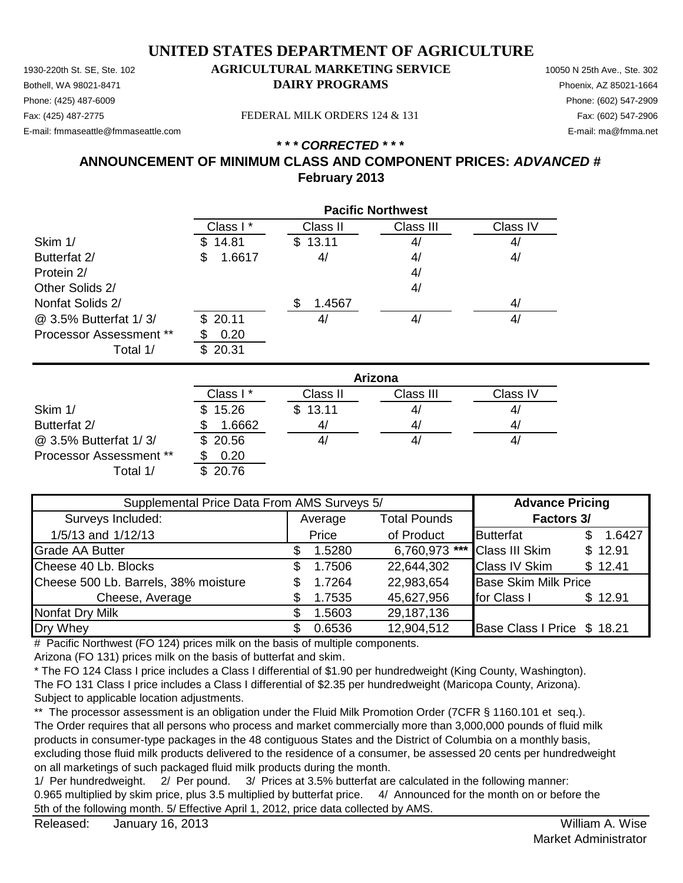# UNITED STATES DEPARTMENT OF AGRICULTURE

**AGRICULTURAL MARKETING SERVICE**
**DAIRY PROGRAMS**

1930-220th St. SE, Ste. 102
Bothell, WA 98021-8471
Phone: (425) 487-6009
Fax: (425) 487-2775
E-mail: fmmaseattle@fmmaseattle.com

10050 N 25th Ave., Ste. 302
Phoenix, AZ 85021-1664
Phone: (602) 547-2909
Fax: (602) 547-2906
E-mail: ma@fmma.net

FEDERAL MILK ORDERS 124 & 131

***\* \* \* CORRECTED \* \* \****

## ANNOUNCEMENT OF MINIMUM CLASS AND COMPONENT PRICES: *ADVANCED #*

## February 2013

| | **Pacific Northwest** | | | |
|---|---|---|---|---|
| | Class I * | Class II | Class III | Class IV |
| Skim 1/ | $ 14.81 | $ 13.11 | 4/ | 4/ |
| Butterfat 2/ | $ 1.6617 | 4/ | 4/ | 4/ |
| Protein 2/ | | | 4/ | |
| Other Solids 2/ | | | 4/ | |
| Nonfat Solids 2/ | | $ 1.4567 | | 4/ |
| @ 3.5% Butterfat 1/ 3/ | $ 20.11 | 4/ | 4/ | 4/ |
| Processor Assessment ** | $ 0.20 | | | |
| Total 1/ | $ 20.31 | | | |

| | **Arizona** | | | |
|---|---|---|---|---|
| | Class I * | Class II | Class III | Class IV |
| Skim 1/ | $ 15.26 | $ 13.11 | 4/ | 4/ |
| Butterfat 2/ | $ 1.6662 | 4/ | 4/ | 4/ |
| @ 3.5% Butterfat 1/ 3/ | $ 20.56 | 4/ | 4/ | 4/ |
| Processor Assessment ** | $ 0.20 | | | |
| Total 1/ | $ 20.76 | | | |

| Supplemental Price Data From AMS Surveys 5/ | | | **Advance Pricing** | |
|---|---|---|---|---|
| Surveys Included: | Average | Total Pounds | **Factors 3/** | |
| 1/5/13 and 1/12/13 | Price | of Product | Butterfat | $ 1.6427 |
| Grade AA Butter | $ 1.5280 | 6,760,973 *** | Class III Skim | $ 12.91 |
| Cheese 40 Lb. Blocks | $ 1.7506 | 22,644,302 | Class IV Skim | $ 12.41 |
| Cheese 500 Lb. Barrels, 38% moisture | $ 1.7264 | 22,983,654 | Base Skim Milk Price | |
| Cheese, Average | $ 1.7535 | 45,627,956 | for Class I | $ 12.91 |
| Nonfat Dry Milk | $ 1.5603 | 29,187,136 | | |
| Dry Whey | $ 0.6536 | 12,904,512 | Base Class I Price | $ 18.21 |

\# Pacific Northwest (FO 124) prices milk on the basis of multiple components.
Arizona (FO 131) prices milk on the basis of butterfat and skim.

\* The FO 124 Class I price includes a Class I differential of $1.90 per hundredweight (King County, Washington).
The FO 131 Class I price includes a Class I differential of $2.35 per hundredweight (Maricopa County, Arizona).
Subject to applicable location adjustments.

\*\* The processor assessment is an obligation under the Fluid Milk Promotion Order (7CFR § 1160.101 et seq.).
The Order requires that all persons who process and market commercially more than 3,000,000 pounds of fluid milk products in consumer-type packages in the 48 contiguous States and the District of Columbia on a monthly basis, excluding those fluid milk products delivered to the residence of a consumer, be assessed 20 cents per hundredweight on all marketings of such packaged fluid milk products during the month.

1/ Per hundredweight. 2/ Per pound. 3/ Prices at 3.5% butterfat are calculated in the following manner:
0.965 multiplied by skim price, plus 3.5 multiplied by butterfat price. 4/ Announced for the month on or before the 5th of the following month. 5/ Effective April 1, 2012, price data collected by AMS.

Released: January 16, 2013

William A. Wise
Market Administrator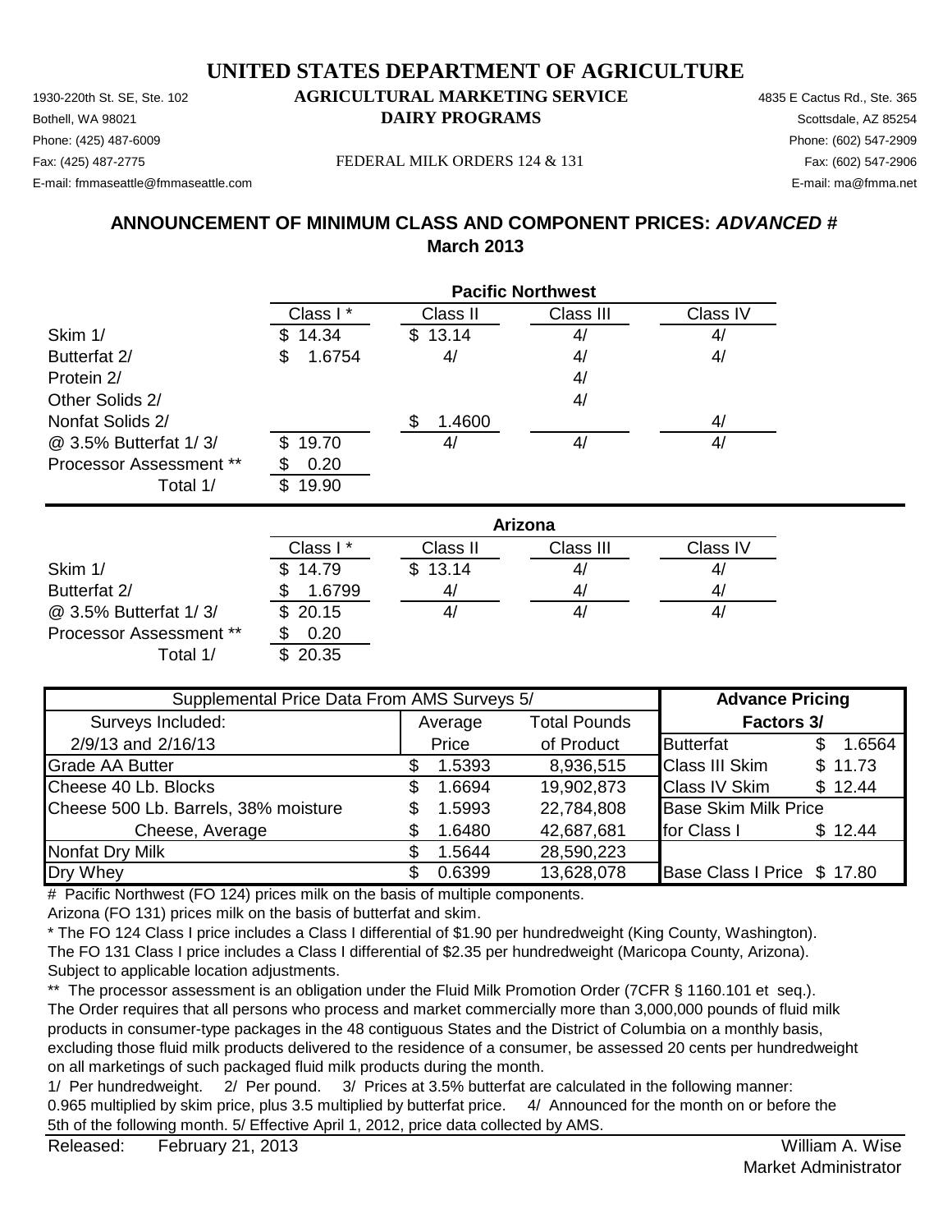# UNITED STATES DEPARTMENT OF AGRICULTURE

## AGRICULTURAL MARKETING SERVICE
## DAIRY PROGRAMS

1930-220th St. SE, Ste. 102
Bothell, WA 98021
Phone: (425) 487-6009
Fax: (425) 487-2775
E-mail: fmmaseattle@fmmaseattle.com

FEDERAL MILK ORDERS 124 & 131

4835 E Cactus Rd., Ste. 365
Scottsdale, AZ 85254
Phone: (602) 547-2909
Fax: (602) 547-2906
E-mail: ma@fmma.net

## ANNOUNCEMENT OF MINIMUM CLASS AND COMPONENT PRICES: *ADVANCED* #
## March 2013

| | Pacific Northwest | | | |
|---|---|---|---|---|
| | Class I * | Class II | Class III | Class IV |
| Skim 1/ | $ 14.34 | $ 13.14 | 4/ | 4/ |
| Butterfat 2/ | $ 1.6754 | 4/ | 4/ | 4/ |
| Protein 2/ | | | 4/ | |
| Other Solids 2/ | | | 4/ | |
| Nonfat Solids 2/ | | $ 1.4600 | | 4/ |
| @ 3.5% Butterfat 1/ 3/ | $ 19.70 | 4/ | 4/ | 4/ |
| Processor Assessment ** | $ 0.20 | | | |
| Total 1/ | $ 19.90 | | | |

| | Arizona | | | |
|---|---|---|---|---|
| | Class I * | Class II | Class III | Class IV |
| Skim 1/ | $ 14.79 | $ 13.14 | 4/ | 4/ |
| Butterfat 2/ | $ 1.6799 | 4/ | 4/ | 4/ |
| @ 3.5% Butterfat 1/ 3/ | $ 20.15 | 4/ | 4/ | 4/ |
| Processor Assessment ** | $ 0.20 | | | |
| Total 1/ | $ 20.35 | | | |

| Supplemental Price Data From AMS Surveys 5/ | | | Advance Pricing | |
|---|---|---|---|---|
| Surveys Included: | Average | Total Pounds | Factors 3/ | |
| 2/9/13 and 2/16/13 | Price | of Product | Butterfat | $ 1.6564 |
| Grade AA Butter | $ 1.5393 | 8,936,515 | Class III Skim | $ 11.73 |
| Cheese 40 Lb. Blocks | $ 1.6694 | 19,902,873 | Class IV Skim | $ 12.44 |
| Cheese 500 Lb. Barrels, 38% moisture | $ 1.5993 | 22,784,808 | Base Skim Milk Price | |
| Cheese, Average | $ 1.6480 | 42,687,681 | for Class I | $ 12.44 |
| Nonfat Dry Milk | $ 1.5644 | 28,590,223 | | |
| Dry Whey | $ 0.6399 | 13,628,078 | Base Class I Price | $ 17.80 |

\# Pacific Northwest (FO 124) prices milk on the basis of multiple components.
Arizona (FO 131) prices milk on the basis of butterfat and skim.

\* The FO 124 Class I price includes a Class I differential of $1.90 per hundredweight (King County, Washington).
The FO 131 Class I price includes a Class I differential of $2.35 per hundredweight (Maricopa County, Arizona).
Subject to applicable location adjustments.

** The processor assessment is an obligation under the Fluid Milk Promotion Order (7CFR § 1160.101 et seq.).
The Order requires that all persons who process and market commercially more than 3,000,000 pounds of fluid milk products in consumer-type packages in the 48 contiguous States and the District of Columbia on a monthly basis, excluding those fluid milk products delivered to the residence of a consumer, be assessed 20 cents per hundredweight on all marketings of such packaged fluid milk products during the month.

1/ Per hundredweight. 2/ Per pound. 3/ Prices at 3.5% butterfat are calculated in the following manner:
0.965 multiplied by skim price, plus 3.5 multiplied by butterfat price. 4/ Announced for the month on or before the 5th of the following month. 5/ Effective April 1, 2012, price data collected by AMS.

Released: February 21, 2013

William A. Wise
Market Administrator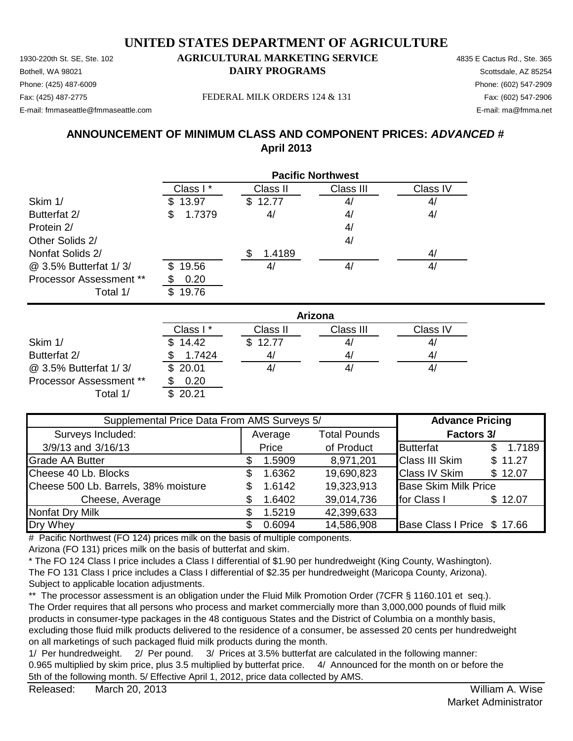# UNITED STATES DEPARTMENT OF AGRICULTURE

## AGRICULTURAL MARKETING SERVICE
## DAIRY PROGRAMS

1930-220th St. SE, Ste. 102
Bothell, WA 98021
Phone: (425) 487-6009
Fax: (425) 487-2775
E-mail: fmmaseattle@fmmaseattle.com

4835 E Cactus Rd., Ste. 365
Scottsdale, AZ 85254
Phone: (602) 547-2909
Fax: (602) 547-2906
E-mail: ma@fmma.net

FEDERAL MILK ORDERS 124 & 131

## ANNOUNCEMENT OF MINIMUM CLASS AND COMPONENT PRICES: *ADVANCED* #
## April 2013

| | Pacific Northwest | | | |
|---|---|---|---|---|
| | Class I * | Class II | Class III | Class IV |
| Skim 1/ | $ 13.97 | $ 12.77 | 4/ | 4/ |
| Butterfat 2/ | $ 1.7379 | 4/ | 4/ | 4/ |
| Protein 2/ | | | 4/ | |
| Other Solids 2/ | | | 4/ | |
| Nonfat Solids 2/ | | $ 1.4189 | | 4/ |
| @ 3.5% Butterfat 1/ 3/ | $ 19.56 | 4/ | 4/ | 4/ |
| Processor Assessment ** | $ 0.20 | | | |
| Total 1/ | $ 19.76 | | | |

| | Arizona | | | |
|---|---|---|---|---|
| | Class I * | Class II | Class III | Class IV |
| Skim 1/ | $ 14.42 | $ 12.77 | 4/ | 4/ |
| Butterfat 2/ | $ 1.7424 | 4/ | 4/ | 4/ |
| @ 3.5% Butterfat 1/ 3/ | $ 20.01 | 4/ | 4/ | 4/ |
| Processor Assessment ** | $ 0.20 | | | |
| Total 1/ | $ 20.21 | | | |

| Supplemental Price Data From AMS Surveys 5/ | | | Advance Pricing | |
|---|---|---|---|---|
| Surveys Included: | Average | Total Pounds | Factors 3/ | |
| 3/9/13 and 3/16/13 | Price | of Product | Butterfat | $ 1.7189 |
| Grade AA Butter | $ 1.5909 | 8,971,201 | Class III Skim | $ 11.27 |
| Cheese 40 Lb. Blocks | $ 1.6362 | 19,690,823 | Class IV Skim | $ 12.07 |
| Cheese 500 Lb. Barrels, 38% moisture | $ 1.6142 | 19,323,913 | Base Skim Milk Price | |
| Cheese, Average | $ 1.6402 | 39,014,736 | for Class I | $ 12.07 |
| Nonfat Dry Milk | $ 1.5219 | 42,399,633 | | |
| Dry Whey | $ 0.6094 | 14,586,908 | Base Class I Price | $ 17.66 |

# Pacific Northwest (FO 124) prices milk on the basis of multiple components.
Arizona (FO 131) prices milk on the basis of butterfat and skim.

\* The FO 124 Class I price includes a Class I differential of $1.90 per hundredweight (King County, Washington).
The FO 131 Class I price includes a Class I differential of $2.35 per hundredweight (Maricopa County, Arizona).
Subject to applicable location adjustments.

\*\* The processor assessment is an obligation under the Fluid Milk Promotion Order (7CFR § 1160.101 et seq.).
The Order requires that all persons who process and market commercially more than 3,000,000 pounds of fluid milk products in consumer-type packages in the 48 contiguous States and the District of Columbia on a monthly basis, excluding those fluid milk products delivered to the residence of a consumer, be assessed 20 cents per hundredweight on all marketings of such packaged fluid milk products during the month.

1/ Per hundredweight. 2/ Per pound. 3/ Prices at 3.5% butterfat are calculated in the following manner:
0.965 multiplied by skim price, plus 3.5 multiplied by butterfat price. 4/ Announced for the month on or before the 5th of the following month. 5/ Effective April 1, 2012, price data collected by AMS.

Released: March 20, 2013

William A. Wise
Market Administrator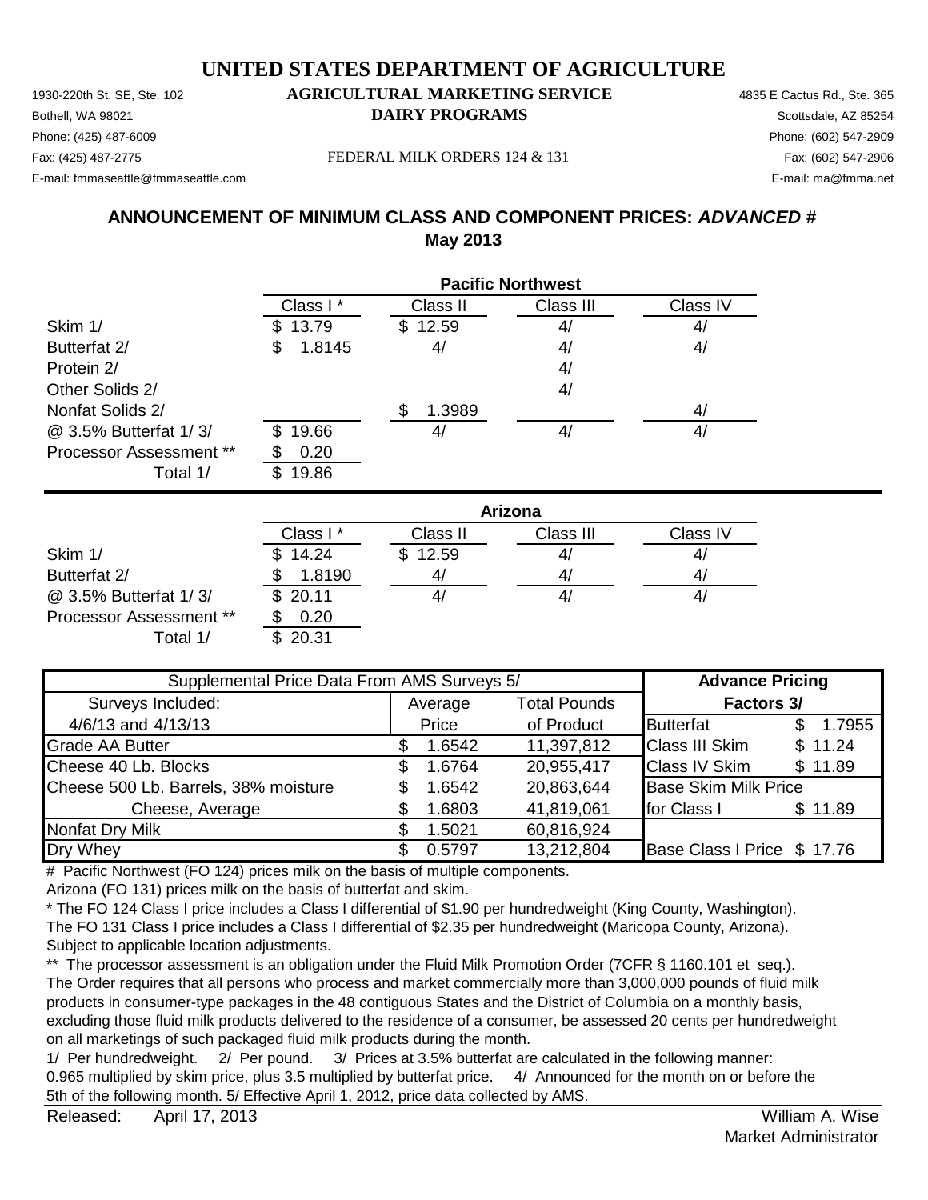# UNITED STATES DEPARTMENT OF AGRICULTURE

## AGRICULTURAL MARKETING SERVICE
## DAIRY PROGRAMS

1930-220th St. SE, Ste. 102
Bothell, WA 98021
Phone: (425) 487-6009
Fax: (425) 487-2775
E-mail: fmmaseattle@fmmaseattle.com

FEDERAL MILK ORDERS 124 & 131

4835 E Cactus Rd., Ste. 365
Scottsdale, AZ 85254
Phone: (602) 547-2909
Fax: (602) 547-2906
E-mail: ma@fmma.net

## ANNOUNCEMENT OF MINIMUM CLASS AND COMPONENT PRICES: *ADVANCED* #
## May 2013

| | Pacific Northwest | | | |
|---|---|---|---|---|
| | Class I * | Class II | Class III | Class IV |
| Skim 1/ | $ 13.79 | $ 12.59 | 4/ | 4/ |
| Butterfat 2/ | $ 1.8145 | 4/ | 4/ | 4/ |
| Protein 2/ | | | 4/ | |
| Other Solids 2/ | | | 4/ | |
| Nonfat Solids 2/ | | $ 1.3989 | | 4/ |
| @ 3.5% Butterfat 1/ 3/ | $ 19.66 | 4/ | 4/ | 4/ |
| Processor Assessment ** | $ 0.20 | | | |
| Total 1/ | $ 19.86 | | | |

| | Arizona | | | |
|---|---|---|---|---|
| | Class I * | Class II | Class III | Class IV |
| Skim 1/ | $ 14.24 | $ 12.59 | 4/ | 4/ |
| Butterfat 2/ | $ 1.8190 | 4/ | 4/ | 4/ |
| @ 3.5% Butterfat 1/ 3/ | $ 20.11 | 4/ | 4/ | 4/ |
| Processor Assessment ** | $ 0.20 | | | |
| Total 1/ | $ 20.31 | | | |

| Supplemental Price Data From AMS Surveys 5/ | | | Advance Pricing | |
|---|---|---|---|---|
| Surveys Included: | Average | Total Pounds | Factors 3/ | |
| 4/6/13 and 4/13/13 | Price | of Product | Butterfat | $ 1.7955 |
| Grade AA Butter | $ 1.6542 | 11,397,812 | Class III Skim | $ 11.24 |
| Cheese 40 Lb. Blocks | $ 1.6764 | 20,955,417 | Class IV Skim | $ 11.89 |
| Cheese 500 Lb. Barrels, 38% moisture | $ 1.6542 | 20,863,644 | Base Skim Milk Price | |
| Cheese, Average | $ 1.6803 | 41,819,061 | for Class I | $ 11.89 |
| Nonfat Dry Milk | $ 1.5021 | 60,816,924 | | |
| Dry Whey | $ 0.5797 | 13,212,804 | Base Class I Price | $ 17.76 |

\# Pacific Northwest (FO 124) prices milk on the basis of multiple components.
Arizona (FO 131) prices milk on the basis of butterfat and skim.

\* The FO 124 Class I price includes a Class I differential of $1.90 per hundredweight (King County, Washington).
The FO 131 Class I price includes a Class I differential of $2.35 per hundredweight (Maricopa County, Arizona).
Subject to applicable location adjustments.

\*\* The processor assessment is an obligation under the Fluid Milk Promotion Order (7CFR § 1160.101 et seq.).
The Order requires that all persons who process and market commercially more than 3,000,000 pounds of fluid milk products in consumer-type packages in the 48 contiguous States and the District of Columbia on a monthly basis, excluding those fluid milk products delivered to the residence of a consumer, be assessed 20 cents per hundredweight on all marketings of such packaged fluid milk products during the month.

1/ Per hundredweight. 2/ Per pound. 3/ Prices at 3.5% butterfat are calculated in the following manner:
0.965 multiplied by skim price, plus 3.5 multiplied by butterfat price. 4/ Announced for the month on or before the 5th of the following month. 5/ Effective April 1, 2012, price data collected by AMS.

Released: April 17, 2013

William A. Wise
Market Administrator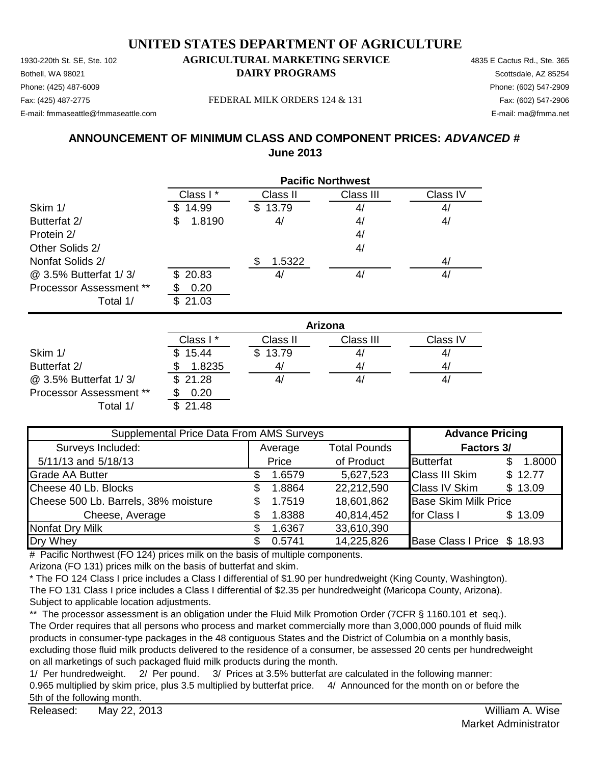# UNITED STATES DEPARTMENT OF AGRICULTURE

**AGRICULTURAL MARKETING SERVICE**
**DAIRY PROGRAMS**

1930-220th St. SE, Ste. 102
Bothell, WA 98021
Phone: (425) 487-6009
Fax: (425) 487-2775
E-mail: fmmaseattle@fmmaseattle.com

4835 E Cactus Rd., Ste. 365
Scottsdale, AZ 85254
Phone: (602) 547-2909
Fax: (602) 547-2906
E-mail: ma@fmma.net

FEDERAL MILK ORDERS 124 & 131

## ANNOUNCEMENT OF MINIMUM CLASS AND COMPONENT PRICES: *ADVANCED #*
## June 2013

| | Pacific Northwest | | | |
|---|---|---|---|---|
| | Class I * | Class II | Class III | Class IV |
| Skim 1/ | $ 14.99 | $ 13.79 | 4/ | 4/ |
| Butterfat 2/ | $ 1.8190 | 4/ | 4/ | 4/ |
| Protein 2/ | | | 4/ | |
| Other Solids 2/ | | | 4/ | |
| Nonfat Solids 2/ | | $ 1.5322 | | 4/ |
| @ 3.5% Butterfat 1/ 3/ | $ 20.83 | 4/ | 4/ | 4/ |
| Processor Assessment ** | $ 0.20 | | | |
| Total 1/ | $ 21.03 | | | |

| | Arizona | | | |
|---|---|---|---|---|
| | Class I * | Class II | Class III | Class IV |
| Skim 1/ | $ 15.44 | $ 13.79 | 4/ | 4/ |
| Butterfat 2/ | $ 1.8235 | 4/ | 4/ | 4/ |
| @ 3.5% Butterfat 1/ 3/ | $ 21.28 | 4/ | 4/ | 4/ |
| Processor Assessment ** | $ 0.20 | | | |
| Total 1/ | $ 21.48 | | | |

| Supplemental Price Data From AMS Surveys | | | Advance Pricing | |
|---|---|---|---|---|
| Surveys Included: | Average | Total Pounds | Factors 3/ | |
| 5/11/13 and 5/18/13 | Price | of Product | Butterfat | $ 1.8000 |
| Grade AA Butter | $ 1.6579 | 5,627,523 | Class III Skim | $ 12.77 |
| Cheese 40 Lb. Blocks | $ 1.8864 | 22,212,590 | Class IV Skim | $ 13.09 |
| Cheese 500 Lb. Barrels, 38% moisture | $ 1.7519 | 18,601,862 | Base Skim Milk Price | |
| Cheese, Average | $ 1.8388 | 40,814,452 | for Class I | $ 13.09 |
| Nonfat Dry Milk | $ 1.6367 | 33,610,390 | | |
| Dry Whey | $ 0.5741 | 14,225,826 | Base Class I Price | $ 18.93 |

# Pacific Northwest (FO 124) prices milk on the basis of multiple components.
Arizona (FO 131) prices milk on the basis of butterfat and skim.

* The FO 124 Class I price includes a Class I differential of $1.90 per hundredweight (King County, Washington).
The FO 131 Class I price includes a Class I differential of $2.35 per hundredweight (Maricopa County, Arizona).
Subject to applicable location adjustments.

** The processor assessment is an obligation under the Fluid Milk Promotion Order (7CFR § 1160.101 et seq.).
The Order requires that all persons who process and market commercially more than 3,000,000 pounds of fluid milk products in consumer-type packages in the 48 contiguous States and the District of Columbia on a monthly basis, excluding those fluid milk products delivered to the residence of a consumer, be assessed 20 cents per hundredweight on all marketings of such packaged fluid milk products during the month.

1/ Per hundredweight. 2/ Per pound. 3/ Prices at 3.5% butterfat are calculated in the following manner: 0.965 multiplied by skim price, plus 3.5 multiplied by butterfat price. 4/ Announced for the month on or before the 5th of the following month.

Released: May 22, 2013

William A. Wise
Market Administrator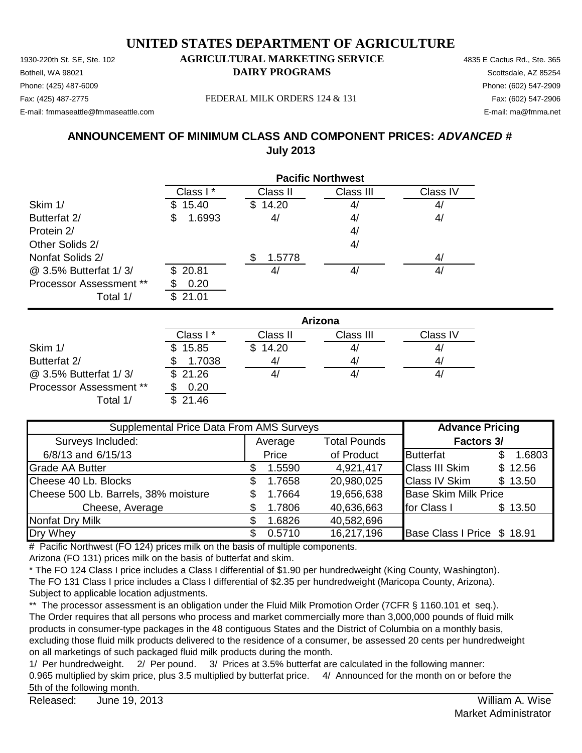# UNITED STATES DEPARTMENT OF AGRICULTURE

## AGRICULTURAL MARKETING SERVICE
## DAIRY PROGRAMS

1930-220th St. SE, Ste. 102
Bothell, WA 98021
Phone: (425) 487-6009
Fax: (425) 487-2775
E-mail: fmmaseattle@fmmaseattle.com

FEDERAL MILK ORDERS 124 & 131

4835 E Cactus Rd., Ste. 365
Scottsdale, AZ 85254
Phone: (602) 547-2909
Fax: (602) 547-2906
E-mail: ma@fmma.net

## ANNOUNCEMENT OF MINIMUM CLASS AND COMPONENT PRICES: *ADVANCED #*
## July 2013

**Pacific Northwest**

| | Class I * | Class II | Class III | Class IV |
|---|---|---|---|---|
| Skim 1/ | $ 15.40 | $ 14.20 | 4/ | 4/ |
| Butterfat 2/ | $ 1.6993 | 4/ | 4/ | 4/ |
| Protein 2/ | | | 4/ | |
| Other Solids 2/ | | | 4/ | |
| Nonfat Solids 2/ | | $ 1.5778 | | 4/ |
| @ 3.5% Butterfat 1/ 3/ | $ 20.81 | 4/ | 4/ | 4/ |
| Processor Assessment ** | $ 0.20 | | | |
| Total 1/ | $ 21.01 | | | |

**Arizona**

| | Class I * | Class II | Class III | Class IV |
|---|---|---|---|---|
| Skim 1/ | $ 15.85 | $ 14.20 | 4/ | 4/ |
| Butterfat 2/ | $ 1.7038 | 4/ | 4/ | 4/ |
| @ 3.5% Butterfat 1/ 3/ | $ 21.26 | 4/ | 4/ | 4/ |
| Processor Assessment ** | $ 0.20 | | | |
| Total 1/ | $ 21.46 | | | |

| Supplemental Price Data From AMS Surveys | | | Advance Pricing | |
|---|---|---|---|---|
| Surveys Included: | Average | Total Pounds | Factors 3/ | |
| 6/8/13 and 6/15/13 | Price | of Product | Butterfat | $ 1.6803 |
| Grade AA Butter | $ 1.5590 | 4,921,417 | Class III Skim | $ 12.56 |
| Cheese 40 Lb. Blocks | $ 1.7658 | 20,980,025 | Class IV Skim | $ 13.50 |
| Cheese 500 Lb. Barrels, 38% moisture | $ 1.7664 | 19,656,638 | Base Skim Milk Price | |
| Cheese, Average | $ 1.7806 | 40,636,663 | for Class I | $ 13.50 |
| Nonfat Dry Milk | $ 1.6826 | 40,582,696 | | |
| Dry Whey | $ 0.5710 | 16,217,196 | Base Class I Price | $ 18.91 |

# Pacific Northwest (FO 124) prices milk on the basis of multiple components.
Arizona (FO 131) prices milk on the basis of butterfat and skim.

* The FO 124 Class I price includes a Class I differential of $1.90 per hundredweight (King County, Washington).
The FO 131 Class I price includes a Class I differential of $2.35 per hundredweight (Maricopa County, Arizona).
Subject to applicable location adjustments.

** The processor assessment is an obligation under the Fluid Milk Promotion Order (7CFR § 1160.101 et seq.).
The Order requires that all persons who process and market commercially more than 3,000,000 pounds of fluid milk products in consumer-type packages in the 48 contiguous States and the District of Columbia on a monthly basis, excluding those fluid milk products delivered to the residence of a consumer, be assessed 20 cents per hundredweight on all marketings of such packaged fluid milk products during the month.

1/ Per hundredweight. 2/ Per pound. 3/ Prices at 3.5% butterfat are calculated in the following manner: 0.965 multiplied by skim price, plus 3.5 multiplied by butterfat price. 4/ Announced for the month on or before the 5th of the following month.

Released: June 19, 2013

William A. Wise
Market Administrator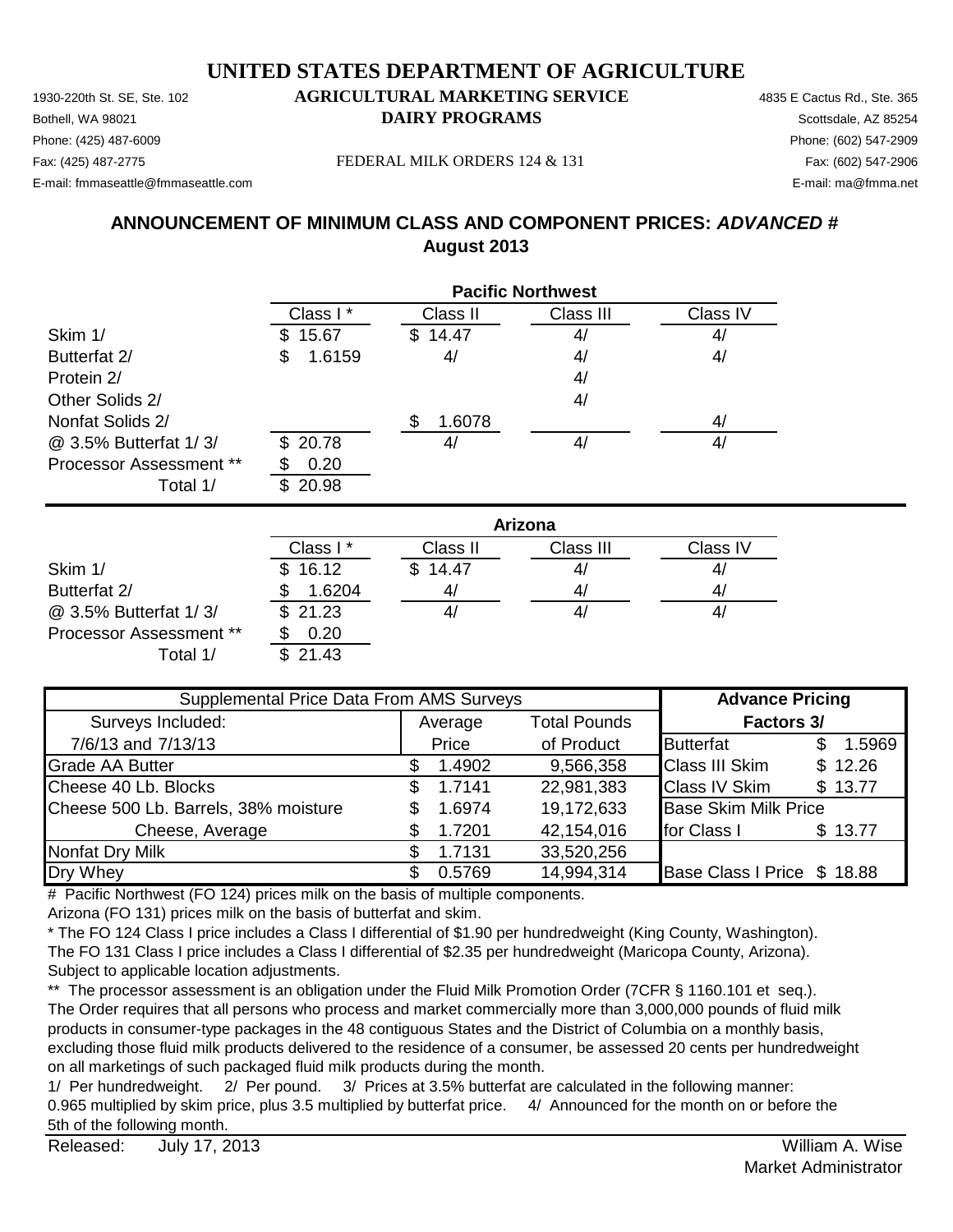# UNITED STATES DEPARTMENT OF AGRICULTURE

1930-220th St. SE, Ste. 102
Bothell, WA 98021
Phone: (425) 487-6009
Fax: (425) 487-2775
E-mail: fmmaseattle@fmmaseattle.com

**AGRICULTURAL MARKETING SERVICE**
**DAIRY PROGRAMS**

FEDERAL MILK ORDERS 124 & 131

4835 E Cactus Rd., Ste. 365
Scottsdale, AZ 85254
Phone: (602) 547-2909
Fax: (602) 547-2906
E-mail: ma@fmma.net

## ANNOUNCEMENT OF MINIMUM CLASS AND COMPONENT PRICES: *ADVANCED* #
## August 2013

| | **Pacific Northwest** | | | |
|---|---|---|---|---|
| | Class I * | Class II | Class III | Class IV |
| Skim 1/ | $ 15.67 | $ 14.47 | 4/ | 4/ |
| Butterfat 2/ | $ 1.6159 | 4/ | 4/ | 4/ |
| Protein 2/ | | | 4/ | |
| Other Solids 2/ | | | 4/ | |
| Nonfat Solids 2/ | | $ 1.6078 | | 4/ |
| @ 3.5% Butterfat 1/ 3/ | $ 20.78 | 4/ | 4/ | 4/ |
| Processor Assessment ** | $ 0.20 | | | |
| Total 1/ | $ 20.98 | | | |

| | **Arizona** | | | |
|---|---|---|---|---|
| | Class I * | Class II | Class III | Class IV |
| Skim 1/ | $ 16.12 | $ 14.47 | 4/ | 4/ |
| Butterfat 2/ | $ 1.6204 | 4/ | 4/ | 4/ |
| @ 3.5% Butterfat 1/ 3/ | $ 21.23 | 4/ | 4/ | 4/ |
| Processor Assessment ** | $ 0.20 | | | |
| Total 1/ | $ 21.43 | | | |

| Supplemental Price Data From AMS Surveys | | | **Advance Pricing** | |
|---|---|---|---|---|
| Surveys Included: | Average | Total Pounds | **Factors 3/** | |
| 7/6/13 and 7/13/13 | Price | of Product | Butterfat | $ 1.5969 |
| Grade AA Butter | $ 1.4902 | 9,566,358 | Class III Skim | $ 12.26 |
| Cheese 40 Lb. Blocks | $ 1.7141 | 22,981,383 | Class IV Skim | $ 13.77 |
| Cheese 500 Lb. Barrels, 38% moisture | $ 1.6974 | 19,172,633 | Base Skim Milk Price | |
| Cheese, Average | $ 1.7201 | 42,154,016 | for Class I | $ 13.77 |
| Nonfat Dry Milk | $ 1.7131 | 33,520,256 | | |
| Dry Whey | $ 0.5769 | 14,994,314 | Base Class I Price | $ 18.88 |

# Pacific Northwest (FO 124) prices milk on the basis of multiple components.
Arizona (FO 131) prices milk on the basis of butterfat and skim.

* The FO 124 Class I price includes a Class I differential of $1.90 per hundredweight (King County, Washington).
The FO 131 Class I price includes a Class I differential of $2.35 per hundredweight (Maricopa County, Arizona).
Subject to applicable location adjustments.

** The processor assessment is an obligation under the Fluid Milk Promotion Order (7CFR § 1160.101 et seq.).
The Order requires that all persons who process and market commercially more than 3,000,000 pounds of fluid milk products in consumer-type packages in the 48 contiguous States and the District of Columbia on a monthly basis, excluding those fluid milk products delivered to the residence of a consumer, be assessed 20 cents per hundredweight on all marketings of such packaged fluid milk products during the month.

1/ Per hundredweight. 2/ Per pound. 3/ Prices at 3.5% butterfat are calculated in the following manner:
0.965 multiplied by skim price, plus 3.5 multiplied by butterfat price. 4/ Announced for the month on or before the 5th of the following month.

Released: July 17, 2013

William A. Wise
Market Administrator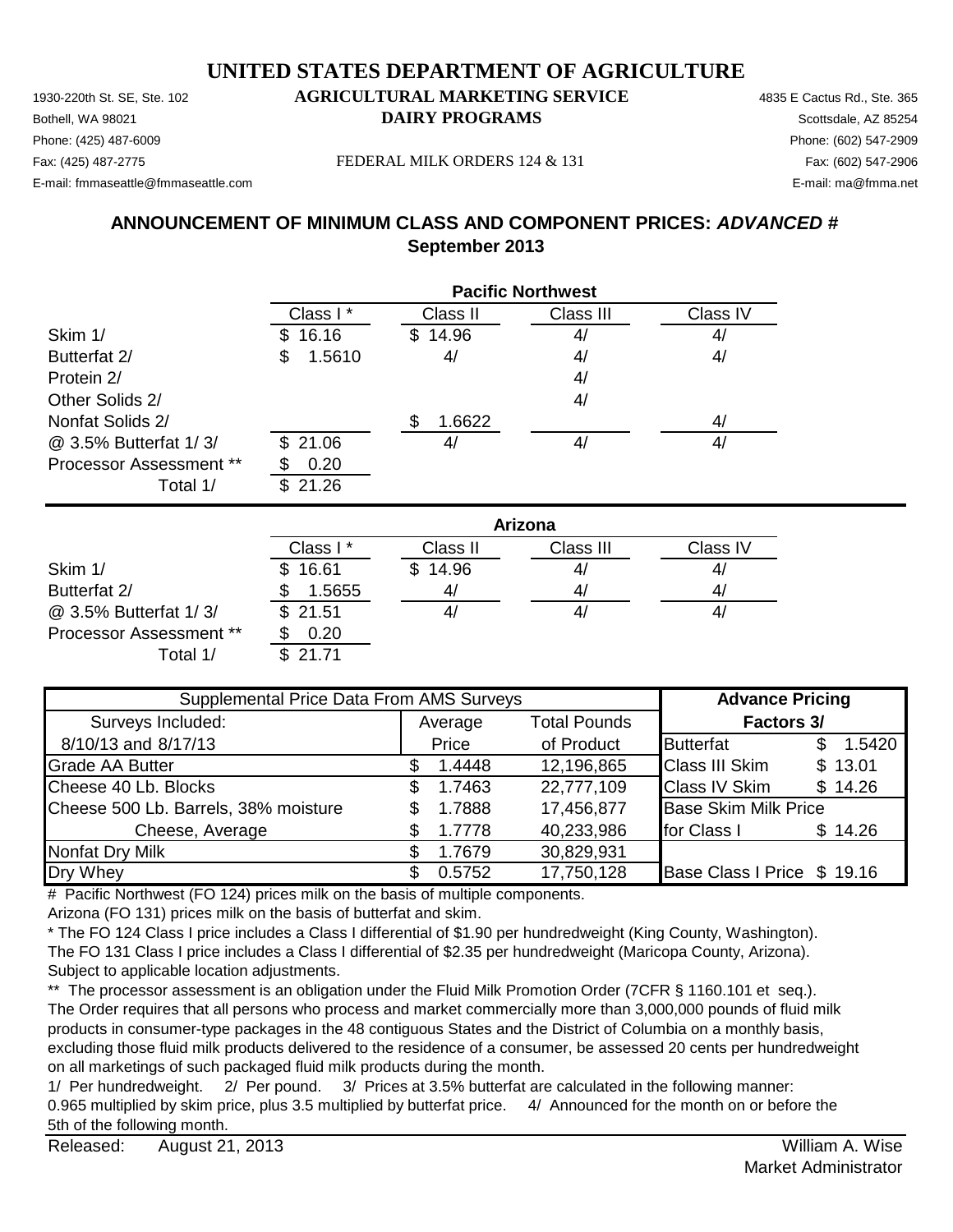# UNITED STATES DEPARTMENT OF AGRICULTURE

1930-220th St. SE, Ste. 102
Bothell, WA 98021
Phone: (425) 487-6009
Fax: (425) 487-2775
E-mail: fmmaseattle@fmmaseattle.com

**AGRICULTURAL MARKETING SERVICE**
**DAIRY PROGRAMS**

FEDERAL MILK ORDERS 124 & 131

4835 E Cactus Rd., Ste. 365
Scottsdale, AZ 85254
Phone: (602) 547-2909
Fax: (602) 547-2906
E-mail: ma@fmma.net

## ANNOUNCEMENT OF MINIMUM CLASS AND COMPONENT PRICES: *ADVANCED* #
## September 2013

| | Pacific Northwest | | | |
|---|---|---|---|---|
| | Class I * | Class II | Class III | Class IV |
| Skim 1/ | $ 16.16 | $ 14.96 | 4/ | 4/ |
| Butterfat 2/ | $ 1.5610 | 4/ | 4/ | 4/ |
| Protein 2/ | | | 4/ | |
| Other Solids 2/ | | | 4/ | |
| Nonfat Solids 2/ | | $ 1.6622 | | 4/ |
| @ 3.5% Butterfat 1/ 3/ | $ 21.06 | 4/ | 4/ | 4/ |
| Processor Assessment ** | $ 0.20 | | | |
| Total 1/ | $ 21.26 | | | |

| | Arizona | | | |
|---|---|---|---|---|
| | Class I * | Class II | Class III | Class IV |
| Skim 1/ | $ 16.61 | $ 14.96 | 4/ | 4/ |
| Butterfat 2/ | $ 1.5655 | 4/ | 4/ | 4/ |
| @ 3.5% Butterfat 1/ 3/ | $ 21.51 | 4/ | 4/ | 4/ |
| Processor Assessment ** | $ 0.20 | | | |
| Total 1/ | $ 21.71 | | | |

| Supplemental Price Data From AMS Surveys | | | Advance Pricing | |
|---|---|---|---|---|
| Surveys Included: | Average | Total Pounds | Factors 3/ | |
| 8/10/13 and 8/17/13 | Price | of Product | Butterfat | $ 1.5420 |
| Grade AA Butter | $ 1.4448 | 12,196,865 | Class III Skim | $ 13.01 |
| Cheese 40 Lb. Blocks | $ 1.7463 | 22,777,109 | Class IV Skim | $ 14.26 |
| Cheese 500 Lb. Barrels, 38% moisture | $ 1.7888 | 17,456,877 | Base Skim Milk Price | |
| Cheese, Average | $ 1.7778 | 40,233,986 | for Class I | $ 14.26 |
| Nonfat Dry Milk | $ 1.7679 | 30,829,931 | | |
| Dry Whey | $ 0.5752 | 17,750,128 | Base Class I Price | $ 19.16 |

# Pacific Northwest (FO 124) prices milk on the basis of multiple components.
Arizona (FO 131) prices milk on the basis of butterfat and skim.

* The FO 124 Class I price includes a Class I differential of $1.90 per hundredweight (King County, Washington).
The FO 131 Class I price includes a Class I differential of $2.35 per hundredweight (Maricopa County, Arizona).
Subject to applicable location adjustments.

** The processor assessment is an obligation under the Fluid Milk Promotion Order (7CFR § 1160.101 et seq.).
The Order requires that all persons who process and market commercially more than 3,000,000 pounds of fluid milk products in consumer-type packages in the 48 contiguous States and the District of Columbia on a monthly basis, excluding those fluid milk products delivered to the residence of a consumer, be assessed 20 cents per hundredweight on all marketings of such packaged fluid milk products during the month.

1/ Per hundredweight. 2/ Per pound. 3/ Prices at 3.5% butterfat are calculated in the following manner:
0.965 multiplied by skim price, plus 3.5 multiplied by butterfat price. 4/ Announced for the month on or before the 5th of the following month.

Released: August 21, 2013

William A. Wise
Market Administrator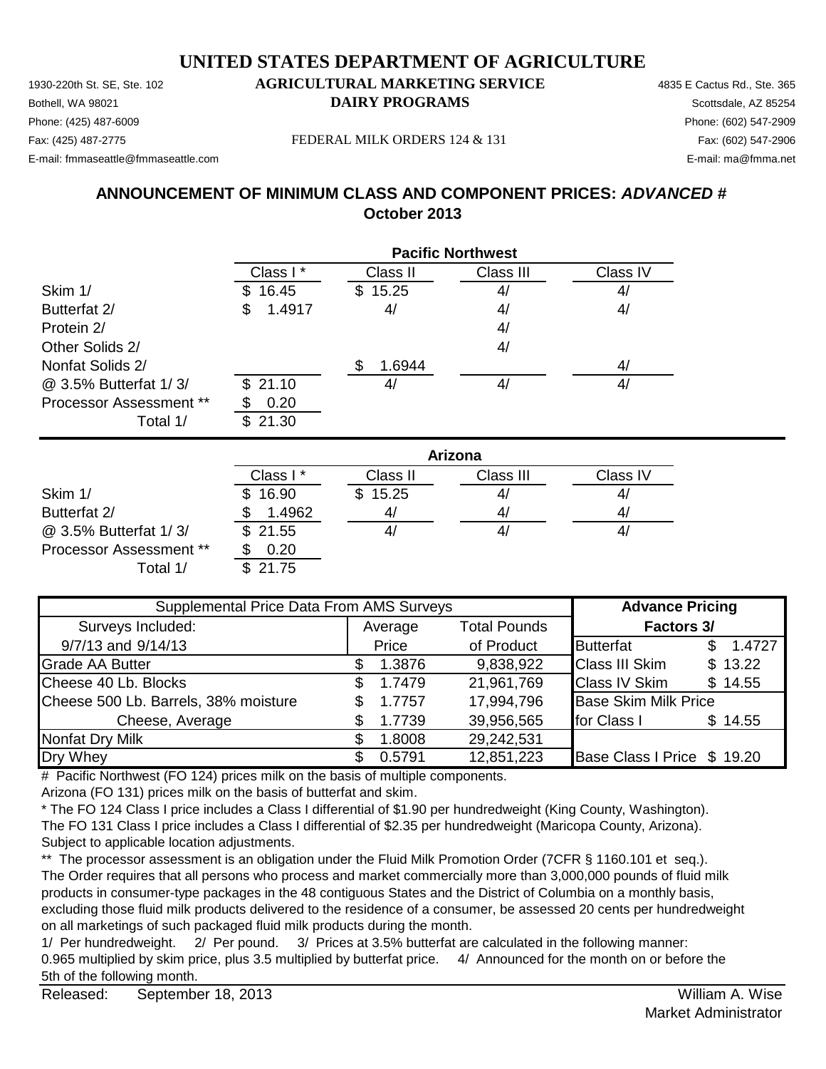# UNITED STATES DEPARTMENT OF AGRICULTURE

1930-220th St. SE, Ste. 102 **AGRICULTURAL MARKETING SERVICE** 4835 E Cactus Rd., Ste. 365
Bothell, WA 98021 **DAIRY PROGRAMS** Scottsdale, AZ 85254
Phone: (425) 487-6009 Phone: (602) 547-2909
Fax: (425) 487-2775 FEDERAL MILK ORDERS 124 & 131 Fax: (602) 547-2906
E-mail: fmmaseattle@fmmaseattle.com E-mail: ma@fmma.net

## ANNOUNCEMENT OF MINIMUM CLASS AND COMPONENT PRICES: *ADVANCED #*
## October 2013

| | Pacific Northwest | | | |
|---|---|---|---|---|
| | Class I * | Class II | Class III | Class IV |
| Skim 1/ | $ 16.45 | $ 15.25 | 4/ | 4/ |
| Butterfat 2/ | $ 1.4917 | 4/ | 4/ | 4/ |
| Protein 2/ | | | 4/ | |
| Other Solids 2/ | | | 4/ | |
| Nonfat Solids 2/ | | $ 1.6944 | | 4/ |
| @ 3.5% Butterfat 1/ 3/ | $ 21.10 | 4/ | 4/ | 4/ |
| Processor Assessment ** | $ 0.20 | | | |
| Total 1/ | $ 21.30 | | | |

| | Arizona | | | |
|---|---|---|---|---|
| | Class I * | Class II | Class III | Class IV |
| Skim 1/ | $ 16.90 | $ 15.25 | 4/ | 4/ |
| Butterfat 2/ | $ 1.4962 | 4/ | 4/ | 4/ |
| @ 3.5% Butterfat 1/ 3/ | $ 21.55 | 4/ | 4/ | 4/ |
| Processor Assessment ** | $ 0.20 | | | |
| Total 1/ | $ 21.75 | | | |

| Supplemental Price Data From AMS Surveys | | | Advance Pricing | |
|---|---|---|---|---|
| Surveys Included: | Average | Total Pounds | Factors 3/ | |
| 9/7/13 and 9/14/13 | Price | of Product | Butterfat | $ 1.4727 |
| Grade AA Butter | $ 1.3876 | 9,838,922 | Class III Skim | $ 13.22 |
| Cheese 40 Lb. Blocks | $ 1.7479 | 21,961,769 | Class IV Skim | $ 14.55 |
| Cheese 500 Lb. Barrels, 38% moisture | $ 1.7757 | 17,994,796 | Base Skim Milk Price | |
| Cheese, Average | $ 1.7739 | 39,956,565 | for Class I | $ 14.55 |
| Nonfat Dry Milk | $ 1.8008 | 29,242,531 | | |
| Dry Whey | $ 0.5791 | 12,851,223 | Base Class I Price | $ 19.20 |

# Pacific Northwest (FO 124) prices milk on the basis of multiple components.
Arizona (FO 131) prices milk on the basis of butterfat and skim.

* The FO 124 Class I price includes a Class I differential of $1.90 per hundredweight (King County, Washington).
The FO 131 Class I price includes a Class I differential of $2.35 per hundredweight (Maricopa County, Arizona).
Subject to applicable location adjustments.

** The processor assessment is an obligation under the Fluid Milk Promotion Order (7CFR § 1160.101 et seq.).
The Order requires that all persons who process and market commercially more than 3,000,000 pounds of fluid milk products in consumer-type packages in the 48 contiguous States and the District of Columbia on a monthly basis, excluding those fluid milk products delivered to the residence of a consumer, be assessed 20 cents per hundredweight on all marketings of such packaged fluid milk products during the month.

1/ Per hundredweight. 2/ Per pound. 3/ Prices at 3.5% butterfat are calculated in the following manner:
0.965 multiplied by skim price, plus 3.5 multiplied by butterfat price. 4/ Announced for the month on or before the 5th of the following month.

Released: September 18, 2013

William A. Wise
Market Administrator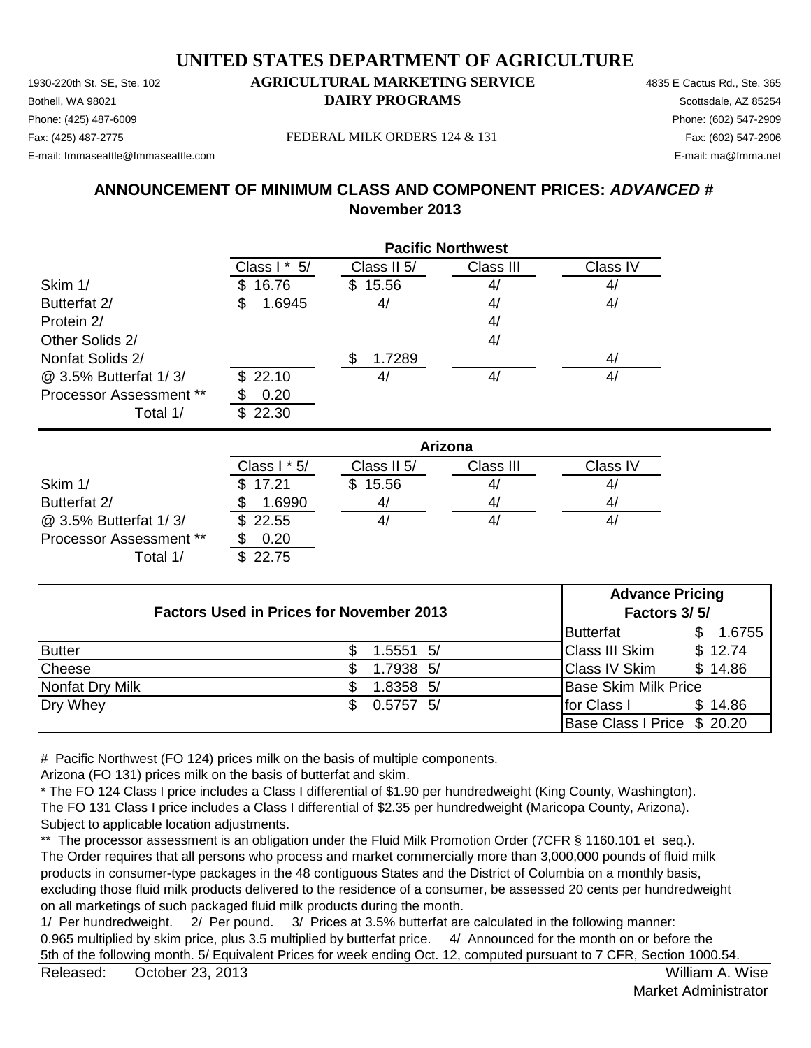# UNITED STATES DEPARTMENT OF AGRICULTURE

1930-220th St. SE, Ste. 102 **AGRICULTURAL MARKETING SERVICE** 4835 E Cactus Rd., Ste. 365
Bothell, WA 98021 **DAIRY PROGRAMS** Scottsdale, AZ 85254
Phone: (425) 487-6009 Phone: (602) 547-2909
Fax: (425) 487-2775 FEDERAL MILK ORDERS 124 & 131 Fax: (602) 547-2906
E-mail: fmmaseattle@fmmaseattle.com E-mail: ma@fmma.net

## ANNOUNCEMENT OF MINIMUM CLASS AND COMPONENT PRICES: *ADVANCED #*
## November 2013

| | Pacific Northwest | | | |
|---|---|---|---|---|
| | Class I * 5/ | Class II 5/ | Class III | Class IV |
| Skim 1/ | $ 16.76 | $ 15.56 | 4/ | 4/ |
| Butterfat 2/ | $ 1.6945 | 4/ | 4/ | 4/ |
| Protein 2/ | | | 4/ | |
| Other Solids 2/ | | | 4/ | |
| Nonfat Solids 2/ | | $ 1.7289 | | 4/ |
| @ 3.5% Butterfat 1/ 3/ | $ 22.10 | 4/ | 4/ | 4/ |
| Processor Assessment ** | $ 0.20 | | | |
| Total 1/ | $ 22.30 | | | |

| | Arizona | | | |
|---|---|---|---|---|
| | Class I * 5/ | Class II 5/ | Class III | Class IV |
| Skim 1/ | $ 17.21 | $ 15.56 | 4/ | 4/ |
| Butterfat 2/ | $ 1.6990 | 4/ | 4/ | 4/ |
| @ 3.5% Butterfat 1/ 3/ | $ 22.55 | 4/ | 4/ | 4/ |
| Processor Assessment ** | $ 0.20 | | | |
| Total 1/ | $ 22.75 | | | |

| Factors Used in Prices for November 2013 | | Advance Pricing Factors 3/ 5/ | |
|---|---|---|---|
| | | Butterfat | $ 1.6755 |
| Butter | $ 1.5551 5/ | Class III Skim | $ 12.74 |
| Cheese | $ 1.7938 5/ | Class IV Skim | $ 14.86 |
| Nonfat Dry Milk | $ 1.8358 5/ | Base Skim Milk Price | |
| Dry Whey | $ 0.5757 5/ | for Class I | $ 14.86 |
| | | Base Class I Price | $ 20.20 |

# Pacific Northwest (FO 124) prices milk on the basis of multiple components.
Arizona (FO 131) prices milk on the basis of butterfat and skim.
* The FO 124 Class I price includes a Class I differential of $1.90 per hundredweight (King County, Washington).
The FO 131 Class I price includes a Class I differential of $2.35 per hundredweight (Maricopa County, Arizona).
Subject to applicable location adjustments.
** The processor assessment is an obligation under the Fluid Milk Promotion Order (7CFR § 1160.101 et seq.).
The Order requires that all persons who process and market commercially more than 3,000,000 pounds of fluid milk products in consumer-type packages in the 48 contiguous States and the District of Columbia on a monthly basis, excluding those fluid milk products delivered to the residence of a consumer, be assessed 20 cents per hundredweight on all marketings of such packaged fluid milk products during the month.
1/ Per hundredweight. 2/ Per pound. 3/ Prices at 3.5% butterfat are calculated in the following manner: 0.965 multiplied by skim price, plus 3.5 multiplied by butterfat price. 4/ Announced for the month on or before the 5th of the following month. 5/ Equivalent Prices for week ending Oct. 12, computed pursuant to 7 CFR, Section 1000.54.

Released: October 23, 2013

William A. Wise
Market Administrator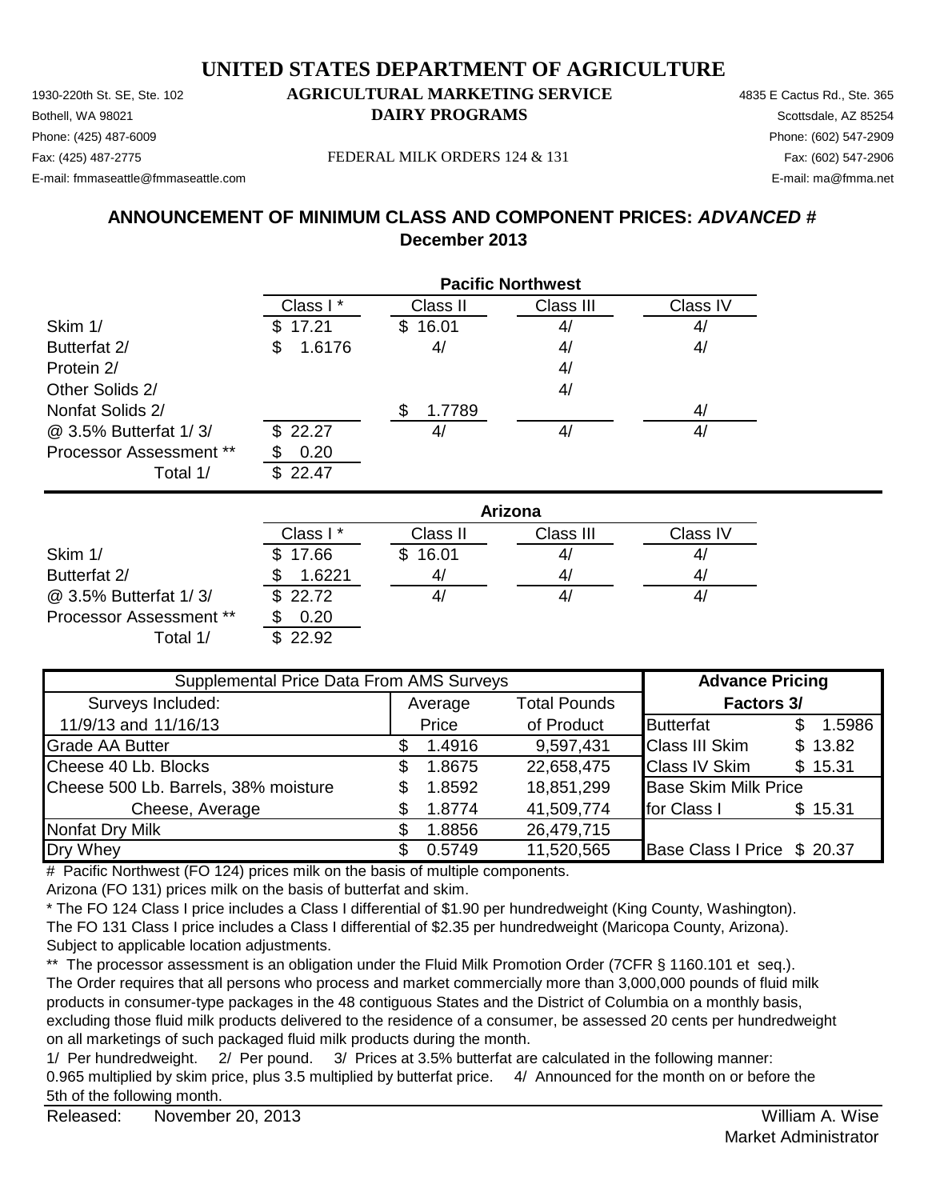# UNITED STATES DEPARTMENT OF AGRICULTURE

## AGRICULTURAL MARKETING SERVICE
## DAIRY PROGRAMS

1930-220th St. SE, Ste. 102
Bothell, WA 98021
Phone: (425) 487-6009
Fax: (425) 487-2775
E-mail: fmmaseattle@fmmaseattle.com

4835 E Cactus Rd., Ste. 365
Scottsdale, AZ 85254
Phone: (602) 547-2909
Fax: (602) 547-2906
E-mail: ma@fmma.net

FEDERAL MILK ORDERS 124 & 131

### ANNOUNCEMENT OF MINIMUM CLASS AND COMPONENT PRICES: *ADVANCED* #
### December 2013

| | Pacific Northwest | | | |
|---|---|---|---|---|
| | Class I * | Class II | Class III | Class IV |
| Skim 1/ | $ 17.21 | $ 16.01 | 4/ | 4/ |
| Butterfat 2/ | $ 1.6176 | 4/ | 4/ | 4/ |
| Protein 2/ | | | 4/ | |
| Other Solids 2/ | | | 4/ | |
| Nonfat Solids 2/ | | $ 1.7789 | | 4/ |
| @ 3.5% Butterfat 1/ 3/ | $ 22.27 | 4/ | 4/ | 4/ |
| Processor Assessment ** | $ 0.20 | | | |
| Total 1/ | $ 22.47 | | | |

| | Arizona | | | |
|---|---|---|---|---|
| | Class I * | Class II | Class III | Class IV |
| Skim 1/ | $ 17.66 | $ 16.01 | 4/ | 4/ |
| Butterfat 2/ | $ 1.6221 | 4/ | 4/ | 4/ |
| @ 3.5% Butterfat 1/ 3/ | $ 22.72 | 4/ | 4/ | 4/ |
| Processor Assessment ** | $ 0.20 | | | |
| Total 1/ | $ 22.92 | | | |

| Supplemental Price Data From AMS Surveys | | | Advance Pricing | |
|---|---|---|---|---|
| Surveys Included: | Average | Total Pounds | Factors 3/ | |
| 11/9/13 and 11/16/13 | Price | of Product | Butterfat | $ 1.5986 |
| Grade AA Butter | $ 1.4916 | 9,597,431 | Class III Skim | $ 13.82 |
| Cheese 40 Lb. Blocks | $ 1.8675 | 22,658,475 | Class IV Skim | $ 15.31 |
| Cheese 500 Lb. Barrels, 38% moisture | $ 1.8592 | 18,851,299 | Base Skim Milk Price | |
| Cheese, Average | $ 1.8774 | 41,509,774 | for Class I | $ 15.31 |
| Nonfat Dry Milk | $ 1.8856 | 26,479,715 | | |
| Dry Whey | $ 0.5749 | 11,520,565 | Base Class I Price | $ 20.37 |

# Pacific Northwest (FO 124) prices milk on the basis of multiple components.
Arizona (FO 131) prices milk on the basis of butterfat and skim.

* The FO 124 Class I price includes a Class I differential of $1.90 per hundredweight (King County, Washington).
The FO 131 Class I price includes a Class I differential of $2.35 per hundredweight (Maricopa County, Arizona).
Subject to applicable location adjustments.

** The processor assessment is an obligation under the Fluid Milk Promotion Order (7CFR § 1160.101 et seq.).
The Order requires that all persons who process and market commercially more than 3,000,000 pounds of fluid milk products in consumer-type packages in the 48 contiguous States and the District of Columbia on a monthly basis, excluding those fluid milk products delivered to the residence of a consumer, be assessed 20 cents per hundredweight on all marketings of such packaged fluid milk products during the month.

1/ Per hundredweight. 2/ Per pound. 3/ Prices at 3.5% butterfat are calculated in the following manner: 0.965 multiplied by skim price, plus 3.5 multiplied by butterfat price. 4/ Announced for the month on or before the 5th of the following month.

Released: November 20, 2013

William A. Wise
Market Administrator